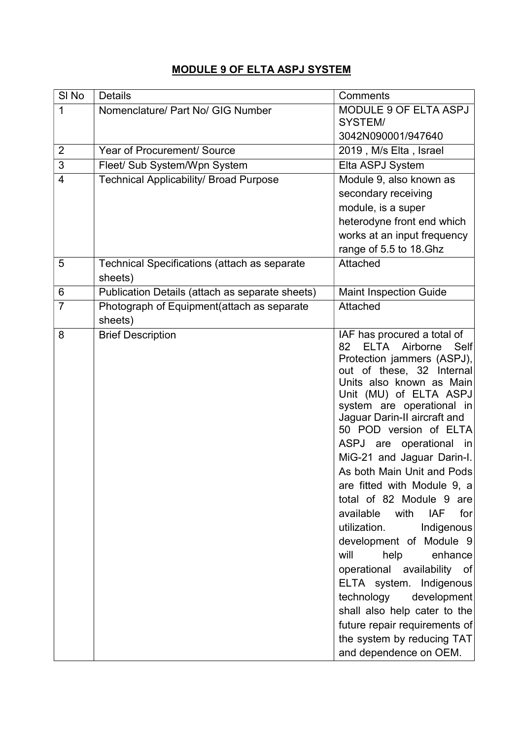# MODULE 9 OF ELTA ASPJ SYSTEM

| Sl No | Details | Comments |
|---|---|---|
| 1 | Nomenclature/ Part No/ GIG Number | MODULE 9 OF ELTA ASPJ SYSTEM/ 3042N090001/947640 |
| 2 | Year of Procurement/ Source | 2019 , M/s Elta , Israel |
| 3 | Fleet/ Sub System/Wpn System | Elta ASPJ System |
| 4 | Technical Applicability/ Broad Purpose | Module 9, also known as secondary receiving module, is a super heterodyne front end which works at an input frequency range of 5.5 to 18.Ghz |
| 5 | Technical Specifications (attach as separate sheets) | Attached |
| 6 | Publication Details (attach as separate sheets) | Maint Inspection Guide |
| 7 | Photograph of Equipment(attach as separate sheets) | Attached |
| 8 | Brief Description | IAF has procured a total of 82 ELTA Airborne Self Protection jammers (ASPJ), out of these, 32 Internal Units also known as Main Unit (MU) of ELTA ASPJ system are operational in Jaguar Darin-II aircraft and 50 POD version of ELTA ASPJ are operational in MiG-21 and Jaguar Darin-I. As both Main Unit and Pods are fitted with Module 9, a total of 82 Module 9 are available with IAF for utilization. Indigenous development of Module 9 will help enhance operational availability of ELTA system. Indigenous technology development shall also help cater to the future repair requirements of the system by reducing TAT and dependence on OEM. |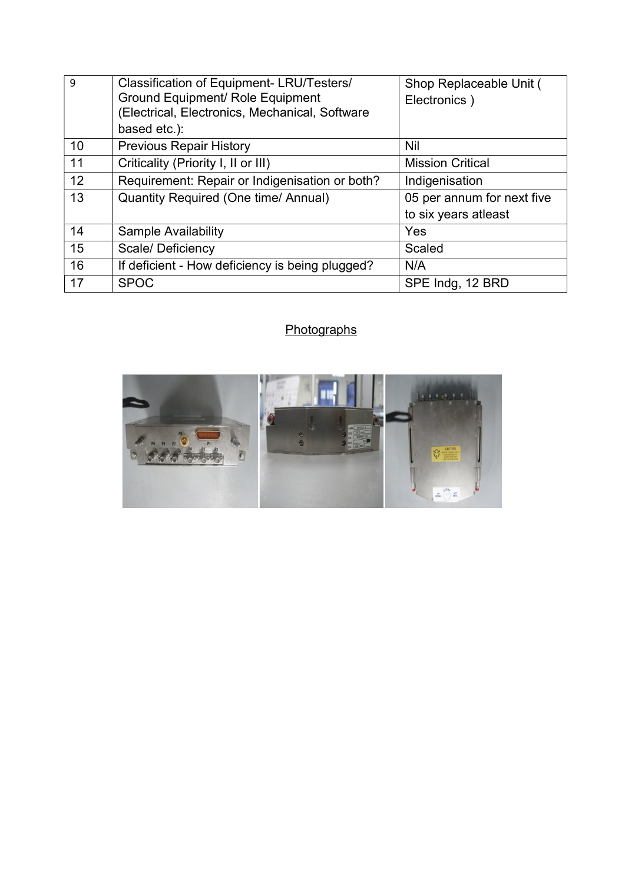| | | |
|---|---|---|
| 9 | Classification of Equipment- LRU/Testers/ Ground Equipment/ Role Equipment (Electrical, Electronics, Mechanical, Software based etc.): | Shop Replaceable Unit ( Electronics ) |
| 10 | Previous Repair History | Nil |
| 11 | Criticality (Priority I, II or III) | Mission Critical |
| 12 | Requirement: Repair or Indigenisation or both? | Indigenisation |
| 13 | Quantity Required (One time/ Annual) | 05 per annum for next five to six years atleast |
| 14 | Sample Availability | Yes |
| 15 | Scale/ Deficiency | Scaled |
| 16 | If deficient - How deficiency is being plugged? | N/A |
| 17 | SPOC | SPE Indg, 12 BRD |

<u>Photographs</u>